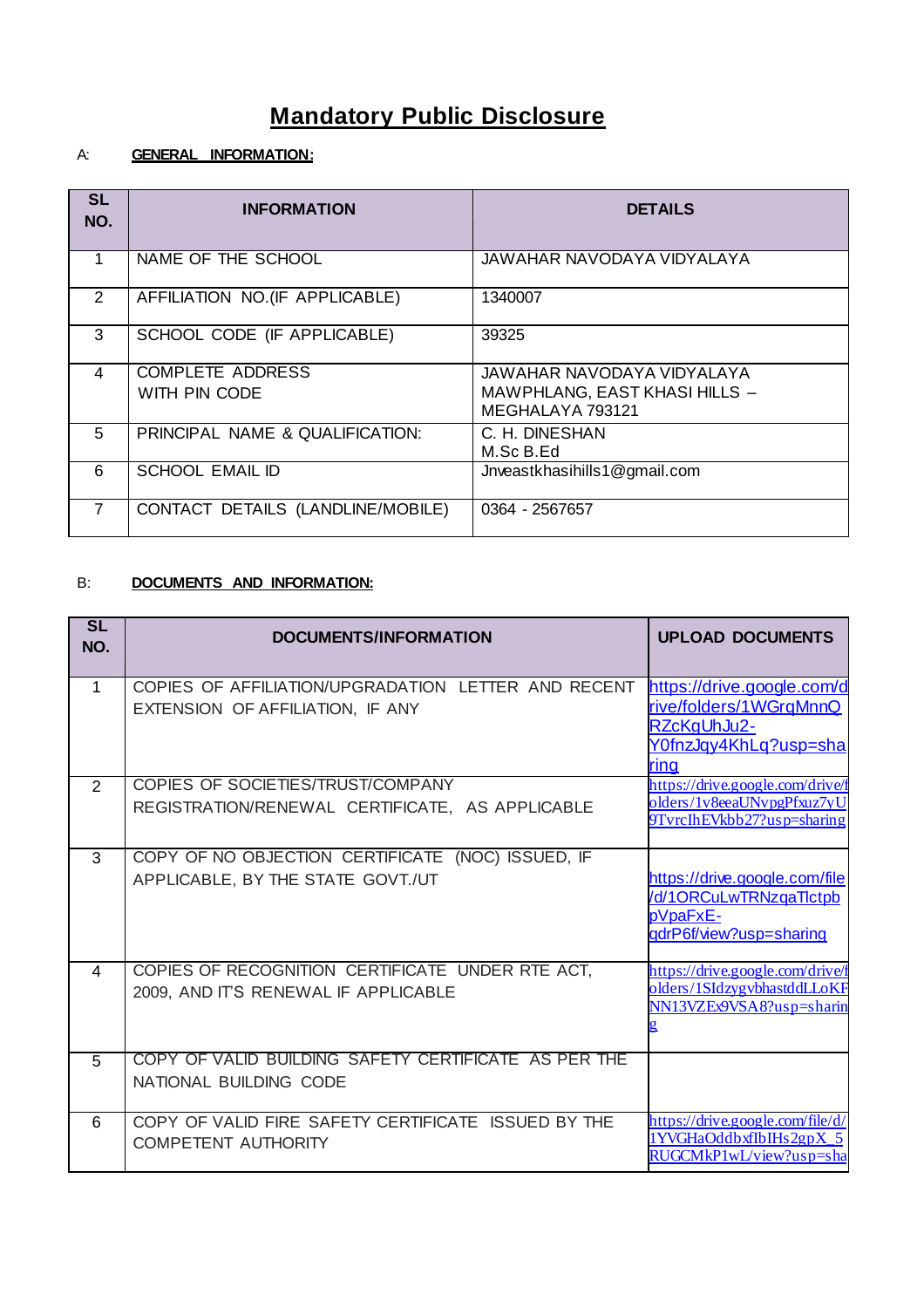# Mandatory Public Disclosure

A: **GENERAL INFORMATION:**

| SL NO. | INFORMATION | DETAILS |
|---|---|---|
| 1 | NAME OF THE SCHOOL | JAWAHAR NAVODAYA VIDYALAYA |
| 2 | AFFILIATION NO.(IF APPLICABLE) | 1340007 |
| 3 | SCHOOL CODE (IF APPLICABLE) | 39325 |
| 4 | COMPLETE ADDRESS WITH PIN CODE | JAWAHAR NAVODAYA VIDYALAYA MAWPHLANG, EAST KHASI HILLS – MEGHALAYA 793121 |
| 5 | PRINCIPAL NAME & QUALIFICATION: | C. H. DINESHAN M.Sc B.Ed |
| 6 | SCHOOL EMAIL ID | Jnveastkhasihills1@gmail.com |
| 7 | CONTACT DETAILS (LANDLINE/MOBILE) | 0364 - 2567657 |

B: **DOCUMENTS AND INFORMATION:**

| SL NO. | DOCUMENTS/INFORMATION | UPLOAD DOCUMENTS |
|---|---|---|
| 1 | COPIES OF AFFILIATION/UPGRADATION LETTER AND RECENT EXTENSION OF AFFILIATION, IF ANY | https://drive.google.com/drive/folders/1WGrqMnnQRZcKgUhJu2-Y0fnzJqy4KhLq?usp=sharing |
| 2 | COPIES OF SOCIETIES/TRUST/COMPANY REGISTRATION/RENEWAL CERTIFICATE, AS APPLICABLE | https://drive.google.com/drive/folders/1v8eeaUNvpgPfxuz7yU9TvrcIhEVkbb27?usp=sharing |
| 3 | COPY OF NO OBJECTION CERTIFICATE (NOC) ISSUED, IF APPLICABLE, BY THE STATE GOVT./UT | https://drive.google.com/file/d/1ORCuLwTRNzqaTlctpbpVpaFxE-qdrP6f/view?usp=sharing |
| 4 | COPIES OF RECOGNITION CERTIFICATE UNDER RTE ACT, 2009, AND IT'S RENEWAL IF APPLICABLE | https://drive.google.com/drive/folders/1SIdzygvbhastddLLoKFNN13VZEx9VSA8?usp=sharing |
| 5 | COPY OF VALID BUILDING SAFETY CERTIFICATE AS PER THE NATIONAL BUILDING CODE | |
| 6 | COPY OF VALID FIRE SAFETY CERTIFICATE ISSUED BY THE COMPETENT AUTHORITY | https://drive.google.com/file/d/1YVGHaOddbxfIbIHs2gpX_5RUGCMkP1wL/view?usp=sha |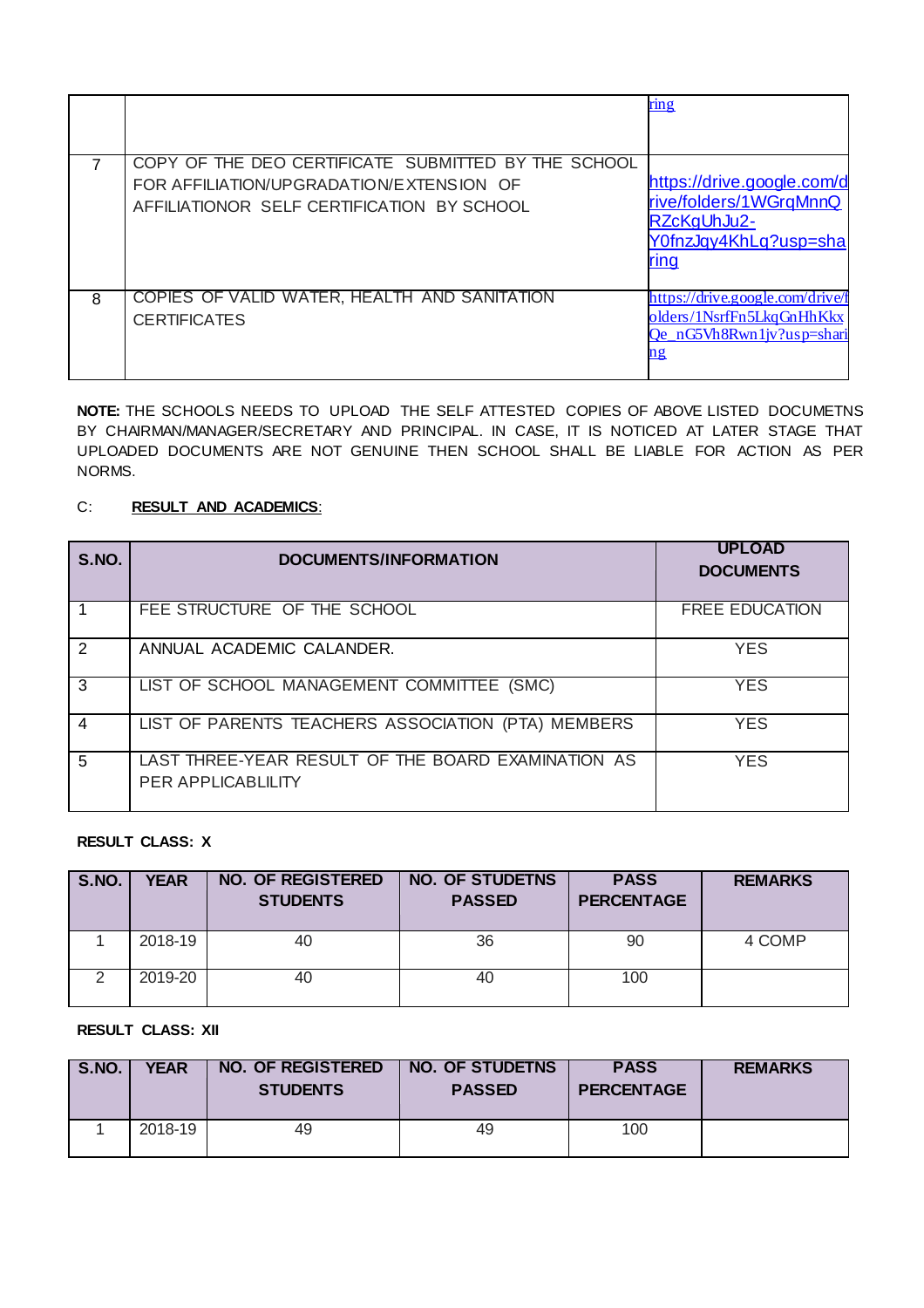| | | |
|---|---|---|
| | | ring |
| 7 | COPY OF THE DEO CERTIFICATE SUBMITTED BY THE SCHOOL FOR AFFILIATION/UPGRADATION/EXTENSION OF AFFILIATIONOR SELF CERTIFICATION BY SCHOOL | https://drive.google.com/drive/folders/1WGrqMnnQRZcKgUhJu2-Y0fnzJqy4KhLq?usp=sharing |
| 8 | COPIES OF VALID WATER, HEALTH AND SANITATION CERTIFICATES | https://drive.google.com/drive/folders/1NsrfFn5LkqGnHhKkxQe_nG5Vh8Rwn1jv?usp=sharing |

**NOTE:** THE SCHOOLS NEEDS TO UPLOAD THE SELF ATTESTED COPIES OF ABOVE LISTED DOCUMETNS BY CHAIRMAN/MANAGER/SECRETARY AND PRINCIPAL. IN CASE, IT IS NOTICED AT LATER STAGE THAT UPLOADED DOCUMENTS ARE NOT GENUINE THEN SCHOOL SHALL BE LIABLE FOR ACTION AS PER NORMS.

C: **RESULT AND ACADEMICS**:

| S.NO. | DOCUMENTS/INFORMATION | UPLOAD DOCUMENTS |
|---|---|---|
| 1 | FEE STRUCTURE OF THE SCHOOL | FREE EDUCATION |
| 2 | ANNUAL ACADEMIC CALANDER. | YES |
| 3 | LIST OF SCHOOL MANAGEMENT COMMITTEE (SMC) | YES |
| 4 | LIST OF PARENTS TEACHERS ASSOCIATION (PTA) MEMBERS | YES |
| 5 | LAST THREE-YEAR RESULT OF THE BOARD EXAMINATION AS PER APPLICABLILITY | YES |

**RESULT CLASS: X**

| S.NO. | YEAR | NO. OF REGISTERED STUDENTS | NO. OF STUDETNS PASSED | PASS PERCENTAGE | REMARKS |
|---|---|---|---|---|---|
| 1 | 2018-19 | 40 | 36 | 90 | 4 COMP |
| 2 | 2019-20 | 40 | 40 | 100 | |

**RESULT CLASS: XII**

| S.NO. | YEAR | NO. OF REGISTERED STUDENTS | NO. OF STUDETNS PASSED | PASS PERCENTAGE | REMARKS |
|---|---|---|---|---|---|
| 1 | 2018-19 | 49 | 49 | 100 | |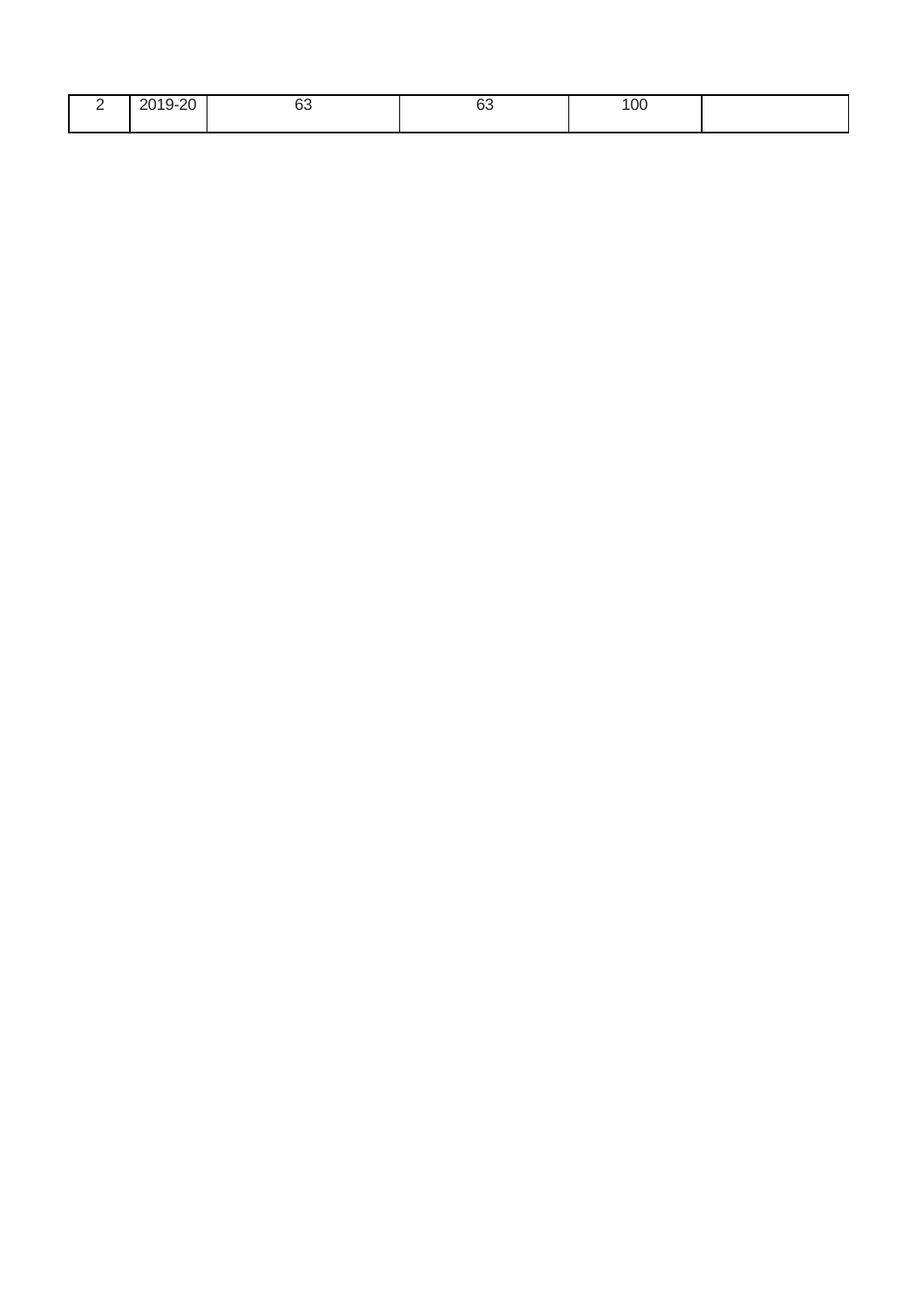| 2 | 2019-20 | 63 | 63 | 100 | |
|---|---|---|---|---|---|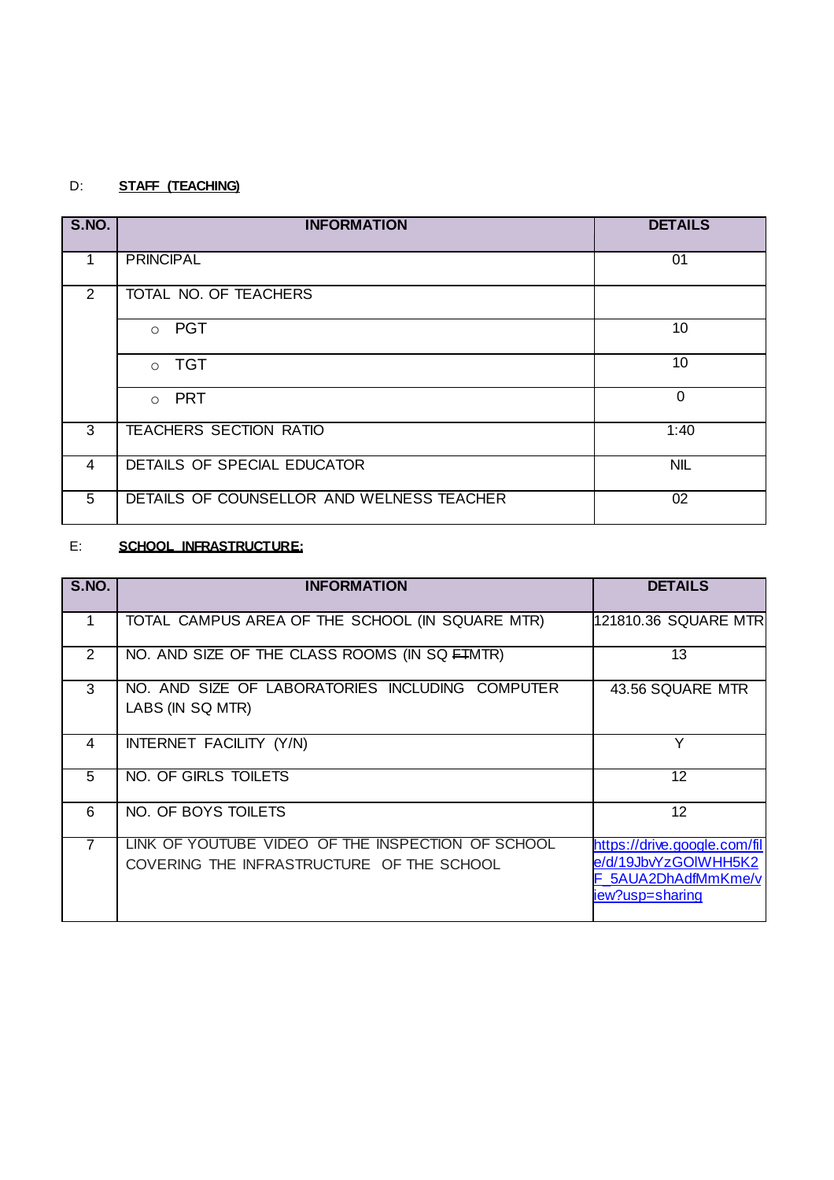D: **STAFF (TEACHING)**

| S.NO. | INFORMATION | DETAILS |
|---|---|---|
| 1 | PRINCIPAL | 01 |
| 2 | TOTAL NO. OF TEACHERS | |
| | ○ PGT | 10 |
| | ○ TGT | 10 |
| | ○ PRT | 0 |
| 3 | TEACHERS SECTION RATIO | 1:40 |
| 4 | DETAILS OF SPECIAL EDUCATOR | NIL |
| 5 | DETAILS OF COUNSELLOR AND WELNESS TEACHER | 02 |

E: **SCHOOL INFRASTRUCTURE:**

| S.NO. | INFORMATION | DETAILS |
|---|---|---|
| 1 | TOTAL CAMPUS AREA OF THE SCHOOL (IN SQUARE MTR) | 121810.36 SQUARE MTR |
| 2 | NO. AND SIZE OF THE CLASS ROOMS (IN SQ ~~FT~~MTR) | 13 |
| 3 | NO. AND SIZE OF LABORATORIES INCLUDING COMPUTER LABS (IN SQ MTR) | 43.56 SQUARE MTR |
| 4 | INTERNET FACILITY (Y/N) | Y |
| 5 | NO. OF GIRLS TOILETS | 12 |
| 6 | NO. OF BOYS TOILETS | 12 |
| 7 | LINK OF YOUTUBE VIDEO OF THE INSPECTION OF SCHOOL COVERING THE INFRASTRUCTURE OF THE SCHOOL | https://drive.google.com/file/d/19JbvYzGOlWHH5K2F_5AUA2DhAdfMmKme/view?usp=sharing |